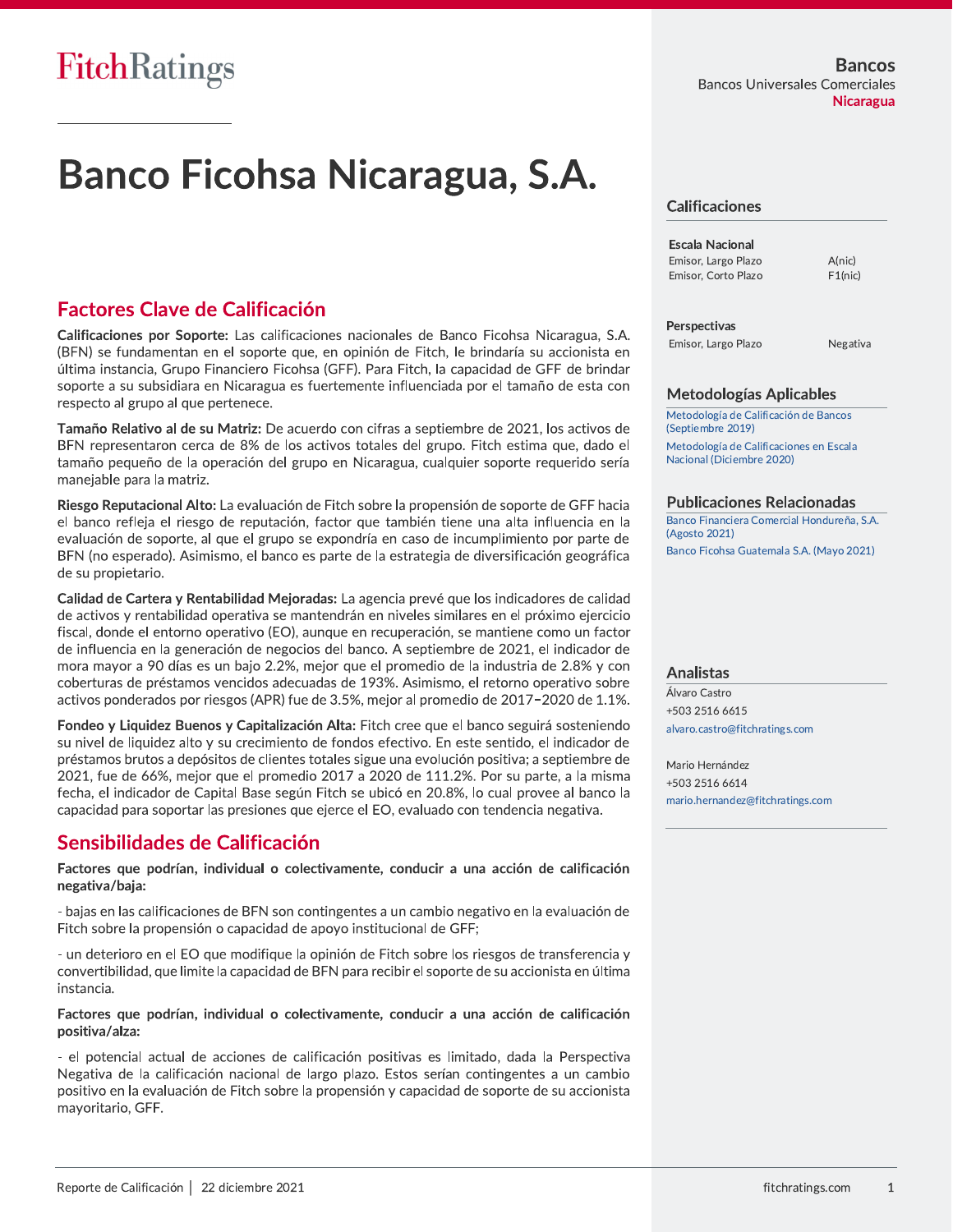FitchRatings

**Bancos**
Bancos Universales Comerciales
Nicaragua

# Banco Ficohsa Nicaragua, S.A.

## Factores Clave de Calificación

**Calificaciones por Soporte:** Las calificaciones nacionales de Banco Ficohsa Nicaragua, S.A. (BFN) se fundamentan en el soporte que, en opinión de Fitch, le brindaría su accionista en última instancia, Grupo Financiero Ficohsa (GFF). Para Fitch, la capacidad de GFF de brindar soporte a su subsidiaria en Nicaragua es fuertemente influenciada por el tamaño de esta con respecto al grupo al que pertenece.

**Tamaño Relativo al de su Matriz:** De acuerdo con cifras a septiembre de 2021, los activos de BFN representaron cerca de 8% de los activos totales del grupo. Fitch estima que, dado el tamaño pequeño de la operación del grupo en Nicaragua, cualquier soporte requerido sería manejable para la matriz.

**Riesgo Reputacional Alto:** La evaluación de Fitch sobre la propensión de soporte de GFF hacia el banco refleja el riesgo de reputación, factor que también tiene una alta influencia en la evaluación de soporte, al que el grupo se expondría en caso de incumplimiento por parte de BFN (no esperado). Asimismo, el banco es parte de la estrategia de diversificación geográfica de su propietario.

**Calidad de Cartera y Rentabilidad Mejoradas:** La agencia prevé que los indicadores de calidad de activos y rentabilidad operativa se mantendrán en niveles similares en el próximo ejercicio fiscal, donde el entorno operativo (EO), aunque en recuperación, se mantiene como un factor de influencia en la generación de negocios del banco. A septiembre de 2021, el indicador de mora mayor a 90 días es un bajo 2.2%, mejor que el promedio de la industria de 2.8% y con coberturas de préstamos vencidos adecuadas de 193%. Asimismo, el retorno operativo sobre activos ponderados por riesgos (APR) fue de 3.5%, mejor al promedio de 2017−2020 de 1.1%.

**Fondeo y Liquidez Buenos y Capitalización Alta:** Fitch cree que el banco seguirá sosteniendo su nivel de liquidez alto y su crecimiento de fondos efectivo. En este sentido, el indicador de préstamos brutos a depósitos de clientes totales sigue una evolución positiva; a septiembre de 2021, fue de 66%, mejor que el promedio 2017 a 2020 de 111.2%. Por su parte, a la misma fecha, el indicador de Capital Base según Fitch se ubicó en 20.8%, lo cual provee al banco la capacidad para soportar las presiones que ejerce el EO, evaluado con tendencia negativa.

## Sensibilidades de Calificación

**Factores que podrían, individual o colectivamente, conducir a una acción de calificación negativa/baja:**

- bajas en las calificaciones de BFN son contingentes a un cambio negativo en la evaluación de Fitch sobre la propensión o capacidad de apoyo institucional de GFF;

- un deterioro en el EO que modifique la opinión de Fitch sobre los riesgos de transferencia y convertibilidad, que limite la capacidad de BFN para recibir el soporte de su accionista en última instancia.

**Factores que podrían, individual o colectivamente, conducir a una acción de calificación positiva/alza:**

- el potencial actual de acciones de calificación positivas es limitado, dada la Perspectiva Negativa de la calificación nacional de largo plazo. Estos serían contingentes a un cambio positivo en la evaluación de Fitch sobre la propensión y capacidad de soporte de su accionista mayoritario, GFF.

### Calificaciones

**Escala Nacional**

| | |
|---|---|
| Emisor, Largo Plazo | A(nic) |
| Emisor, Corto Plazo | F1(nic) |

**Perspectivas**

| | |
|---|---|
| Emisor, Largo Plazo | Negativa |

### Metodologías Aplicables

Metodología de Calificación de Bancos (Septiembre 2019)

Metodología de Calificaciones en Escala Nacional (Diciembre 2020)

### Publicaciones Relacionadas

Banco Financiera Comercial Hondureña, S.A. (Agosto 2021)

Banco Ficohsa Guatemala S.A. (Mayo 2021)

### Analistas

Álvaro Castro
+503 2516 6615
alvaro.castro@fitchratings.com

Mario Hernández
+503 2516 6614
mario.hernandez@fitchratings.com

Reporte de Calificación | 22 diciembre 2021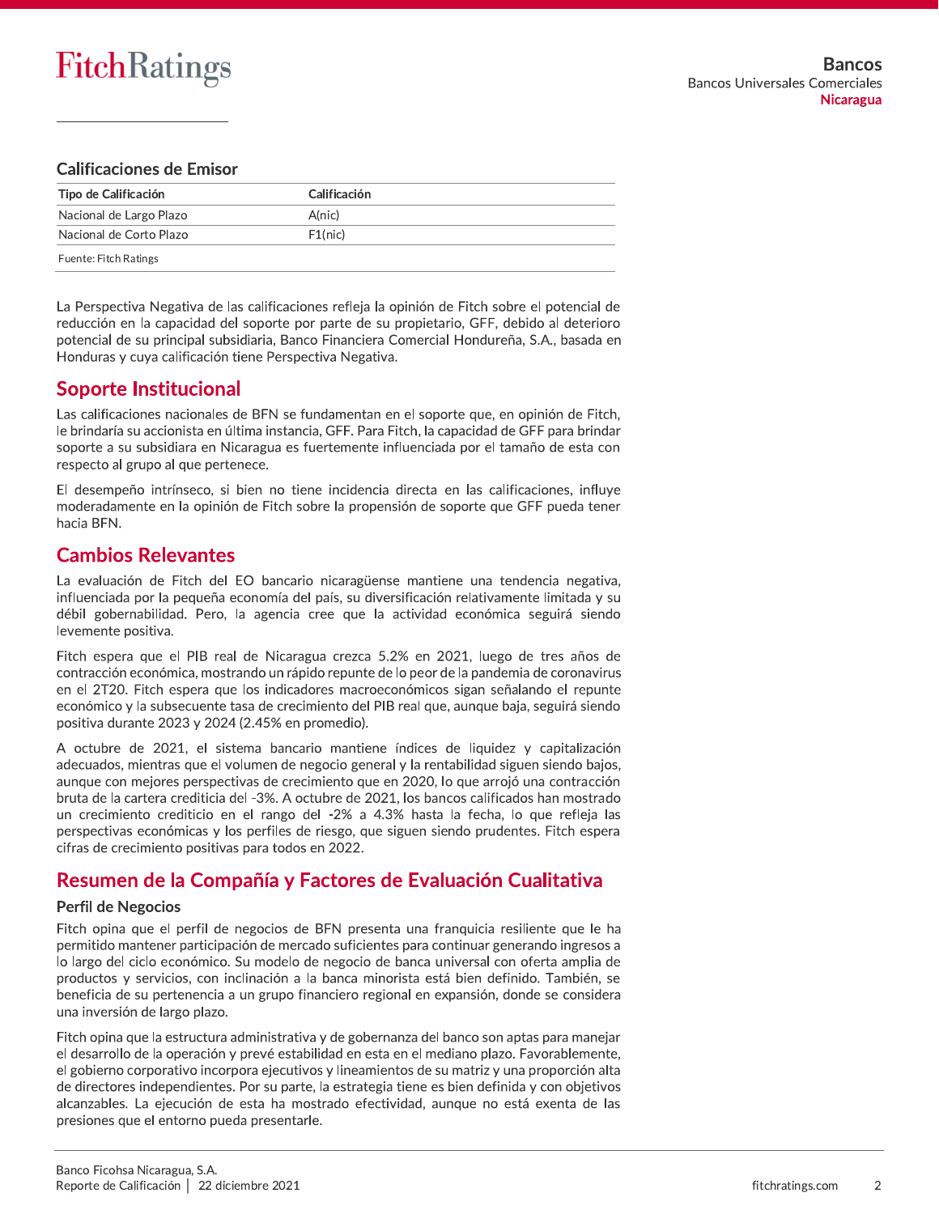### Calificaciones de Emisor

| Tipo de Calificación | Calificación |
|---|---|
| Nacional de Largo Plazo | A(nic) |
| Nacional de Corto Plazo | F1(nic) |

Fuente: Fitch Ratings

La Perspectiva Negativa de las calificaciones refleja la opinión de Fitch sobre el potencial de reducción en la capacidad del soporte por parte de su propietario, GFF, debido al deterioro potencial de su principal subsidiaria, Banco Financiera Comercial Hondureña, S.A., basada en Honduras y cuya calificación tiene Perspectiva Negativa.

## Soporte Institucional

Las calificaciones nacionales de BFN se fundamentan en el soporte que, en opinión de Fitch, le brindaría su accionista en última instancia, GFF. Para Fitch, la capacidad de GFF para brindar soporte a su subsidiara en Nicaragua es fuertemente influenciada por el tamaño de esta con respecto al grupo al que pertenece.

El desempeño intrínseco, si bien no tiene incidencia directa en las calificaciones, influye moderadamente en la opinión de Fitch sobre la propensión de soporte que GFF pueda tener hacia BFN.

## Cambios Relevantes

La evaluación de Fitch del EO bancario nicaragüense mantiene una tendencia negativa, influenciada por la pequeña economía del país, su diversificación relativamente limitada y su débil gobernabilidad. Pero, la agencia cree que la actividad económica seguirá siendo levemente positiva.

Fitch espera que el PIB real de Nicaragua crezca 5.2% en 2021, luego de tres años de contracción económica, mostrando un rápido repunte de lo peor de la pandemia de coronavirus en el 2T20. Fitch espera que los indicadores macroeconómicos sigan señalando el repunte económico y la subsecuente tasa de crecimiento del PIB real que, aunque baja, seguirá siendo positiva durante 2023 y 2024 (2.45% en promedio).

A octubre de 2021, el sistema bancario mantiene índices de liquidez y capitalización adecuados, mientras que el volumen de negocio general y la rentabilidad siguen siendo bajos, aunque con mejores perspectivas de crecimiento que en 2020, lo que arrojó una contracción bruta de la cartera crediticia del -3%. A octubre de 2021, los bancos calificados han mostrado un crecimiento crediticio en el rango del -2% a 4.3% hasta la fecha, lo que refleja las perspectivas económicas y los perfiles de riesgo, que siguen siendo prudentes. Fitch espera cifras de crecimiento positivas para todos en 2022.

## Resumen de la Compañía y Factores de Evaluación Cualitativa

### Perfil de Negocios

Fitch opina que el perfil de negocios de BFN presenta una franquicia resiliente que le ha permitido mantener participación de mercado suficientes para continuar generando ingresos a lo largo del ciclo económico. Su modelo de negocio de banca universal con oferta amplia de productos y servicios, con inclinación a la banca minorista está bien definido. También, se beneficia de su pertenencia a un grupo financiero regional en expansión, donde se considera una inversión de largo plazo.

Fitch opina que la estructura administrativa y de gobernanza del banco son aptas para manejar el desarrollo de la operación y prevé estabilidad en esta en el mediano plazo. Favorablemente, el gobierno corporativo incorpora ejecutivos y lineamientos de su matriz y una proporción alta de directores independientes. Por su parte, la estrategia tiene es bien definida y con objetivos alcanzables. La ejecución de esta ha mostrado efectividad, aunque no está exenta de las presiones que el entorno pueda presentarle.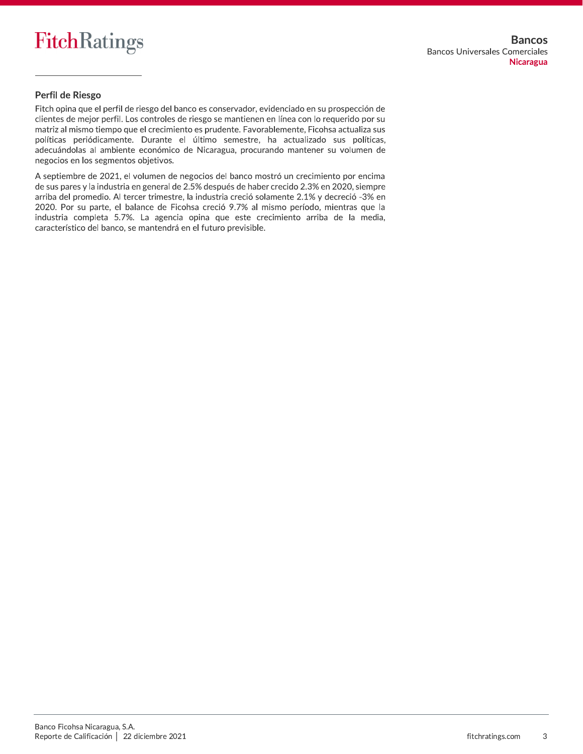## Perfil de Riesgo

Fitch opina que el perfil de riesgo del banco es conservador, evidenciado en su prospección de clientes de mejor perfil. Los controles de riesgo se mantienen en línea con lo requerido por su matriz al mismo tiempo que el crecimiento es prudente. Favorablemente, Ficohsa actualiza sus políticas periódicamente. Durante el último semestre, ha actualizado sus políticas, adecuándolas al ambiente económico de Nicaragua, procurando mantener su volumen de negocios en los segmentos objetivos.

A septiembre de 2021, el volumen de negocios del banco mostró un crecimiento por encima de sus pares y la industria en general de 2.5% después de haber crecido 2.3% en 2020, siempre arriba del promedio. Al tercer trimestre, la industria creció solamente 2.1% y decreció -3% en 2020. Por su parte, el balance de Ficohsa creció 9.7% al mismo período, mientras que la industria completa 5.7%. La agencia opina que este crecimiento arriba de la media, característico del banco, se mantendrá en el futuro previsible.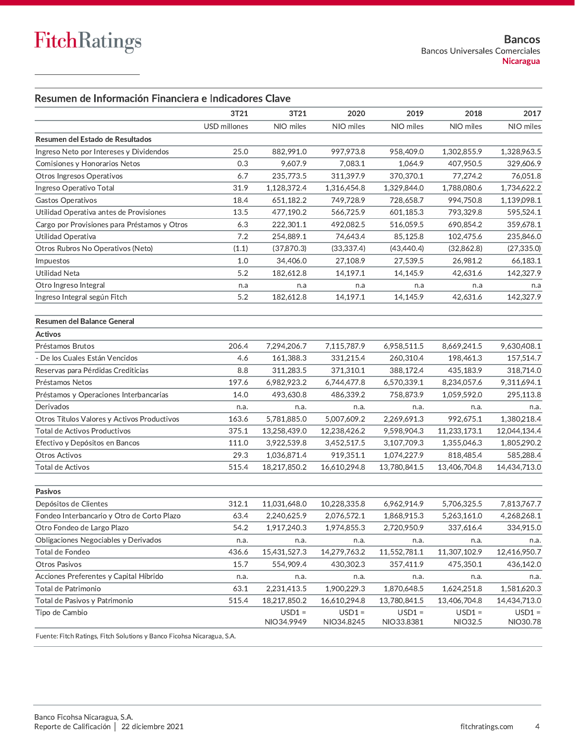## Resumen de Información Financiera e Indicadores Clave

| | 3T21 | 3T21 | 2020 | 2019 | 2018 | 2017 |
|---|---|---|---|---|---|---|
| | USD millones | NIO miles | NIO miles | NIO miles | NIO miles | NIO miles |
| **Resumen del Estado de Resultados** | | | | | | |
| Ingreso Neto por Intereses y Dividendos | 25.0 | 882,991.0 | 997,973.8 | 958,409.0 | 1,302,855.9 | 1,328,963.5 |
| Comisiones y Honorarios Netos | 0.3 | 9,607.9 | 7,083.1 | 1,064.9 | 407,950.5 | 329,606.9 |
| Otros Ingresos Operativos | 6.7 | 235,773.5 | 311,397.9 | 370,370.1 | 77,274.2 | 76,051.8 |
| Ingreso Operativo Total | 31.9 | 1,128,372.4 | 1,316,454.8 | 1,329,844.0 | 1,788,080.6 | 1,734,622.2 |
| Gastos Operativos | 18.4 | 651,182.2 | 749,728.9 | 728,658.7 | 994,750.8 | 1,139,098.1 |
| Utilidad Operativa antes de Provisiones | 13.5 | 477,190.2 | 566,725.9 | 601,185.3 | 793,329.8 | 595,524.1 |
| Cargo por Provisiones para Préstamos y Otros | 6.3 | 222,301.1 | 492,082.5 | 516,059.5 | 690,854.2 | 359,678.1 |
| Utilidad Operativa | 7.2 | 254,889.1 | 74,643.4 | 85,125.8 | 102,475.6 | 235,846.0 |
| Otros Rubros No Operativos (Neto) | (1.1) | (37,870.3) | (33,337.4) | (43,440.4) | (32,862.8) | (27,335.0) |
| Impuestos | 1.0 | 34,406.0 | 27,108.9 | 27,539.5 | 26,981.2 | 66,183.1 |
| Utilidad Neta | 5.2 | 182,612.8 | 14,197.1 | 14,145.9 | 42,631.6 | 142,327.9 |
| Otro Ingreso Integral | n.a | n.a | n.a | n.a | n.a | n.a |
| Ingreso Integral según Fitch | 5.2 | 182,612.8 | 14,197.1 | 14,145.9 | 42,631.6 | 142,327.9 |
| | | | | | | |
| **Resumen del Balance General** | | | | | | |
| **Activos** | | | | | | |
| Préstamos Brutos | 206.4 | 7,294,206.7 | 7,115,787.9 | 6,958,511.5 | 8,669,241.5 | 9,630,408.1 |
| - De los Cuales Están Vencidos | 4.6 | 161,388.3 | 331,215.4 | 260,310.4 | 198,461.3 | 157,514.7 |
| Reservas para Pérdidas Crediticias | 8.8 | 311,283.5 | 371,310.1 | 388,172.4 | 435,183.9 | 318,714.0 |
| Préstamos Netos | 197.6 | 6,982,923.2 | 6,744,477.8 | 6,570,339.1 | 8,234,057.6 | 9,311,694.1 |
| Préstamos y Operaciones Interbancarias | 14.0 | 493,630.8 | 486,339.2 | 758,873.9 | 1,059,592.0 | 295,113.8 |
| Derivados | n.a. | n.a. | n.a. | n.a. | n.a. | n.a. |
| Otros Títulos Valores y Activos Productivos | 163.6 | 5,781,885.0 | 5,007,609.2 | 2,269,691.3 | 992,675.1 | 1,380,218.4 |
| Total de Activos Productivos | 375.1 | 13,258,439.0 | 12,238,426.2 | 9,598,904.3 | 11,233,173.1 | 12,044,134.4 |
| Efectivo y Depósitos en Bancos | 111.0 | 3,922,539.8 | 3,452,517.5 | 3,107,709.3 | 1,355,046.3 | 1,805,290.2 |
| Otros Activos | 29.3 | 1,036,871.4 | 919,351.1 | 1,074,227.9 | 818,485.4 | 585,288.4 |
| Total de Activos | 515.4 | 18,217,850.2 | 16,610,294.8 | 13,780,841.5 | 13,406,704.8 | 14,434,713.0 |
| | | | | | | |
| **Pasivos** | | | | | | |
| Depósitos de Clientes | 312.1 | 11,031,648.0 | 10,228,335.8 | 6,962,914.9 | 5,706,325.5 | 7,813,767.7 |
| Fondeo Interbancario y Otro de Corto Plazo | 63.4 | 2,240,625.9 | 2,076,572.1 | 1,868,915.3 | 5,263,161.0 | 4,268,268.1 |
| Otro Fondeo de Largo Plazo | 54.2 | 1,917,240.3 | 1,974,855.3 | 2,720,950.9 | 337,616.4 | 334,915.0 |
| Obligaciones Negociables y Derivados | n.a. | n.a. | n.a. | n.a. | n.a. | n.a. |
| Total de Fondeo | 436.6 | 15,431,527.3 | 14,279,763.2 | 11,552,781.1 | 11,307,102.9 | 12,416,950.7 |
| Otros Pasivos | 15.7 | 554,909.4 | 430,302.3 | 357,411.9 | 475,350.1 | 436,142.0 |
| Acciones Preferentes y Capital Híbrido | n.a. | n.a. | n.a. | n.a. | n.a. | n.a. |
| Total de Patrimonio | 63.1 | 2,231,413.5 | 1,900,229.3 | 1,870,648.5 | 1,624,251.8 | 1,581,620.3 |
| Total de Pasivos y Patrimonio | 515.4 | 18,217,850.2 | 16,610,294.8 | 13,780,841.5 | 13,406,704.8 | 14,434,713.0 |
| Tipo de Cambio | | USD1 = NIO34.9949 | USD1 = NIO34.8245 | USD1 = NIO33.8381 | USD1 = NIO32.5 | USD1 = NIO30.78 |

Fuente: Fitch Ratings, Fitch Solutions y Banco Ficohsa Nicaragua, S.A.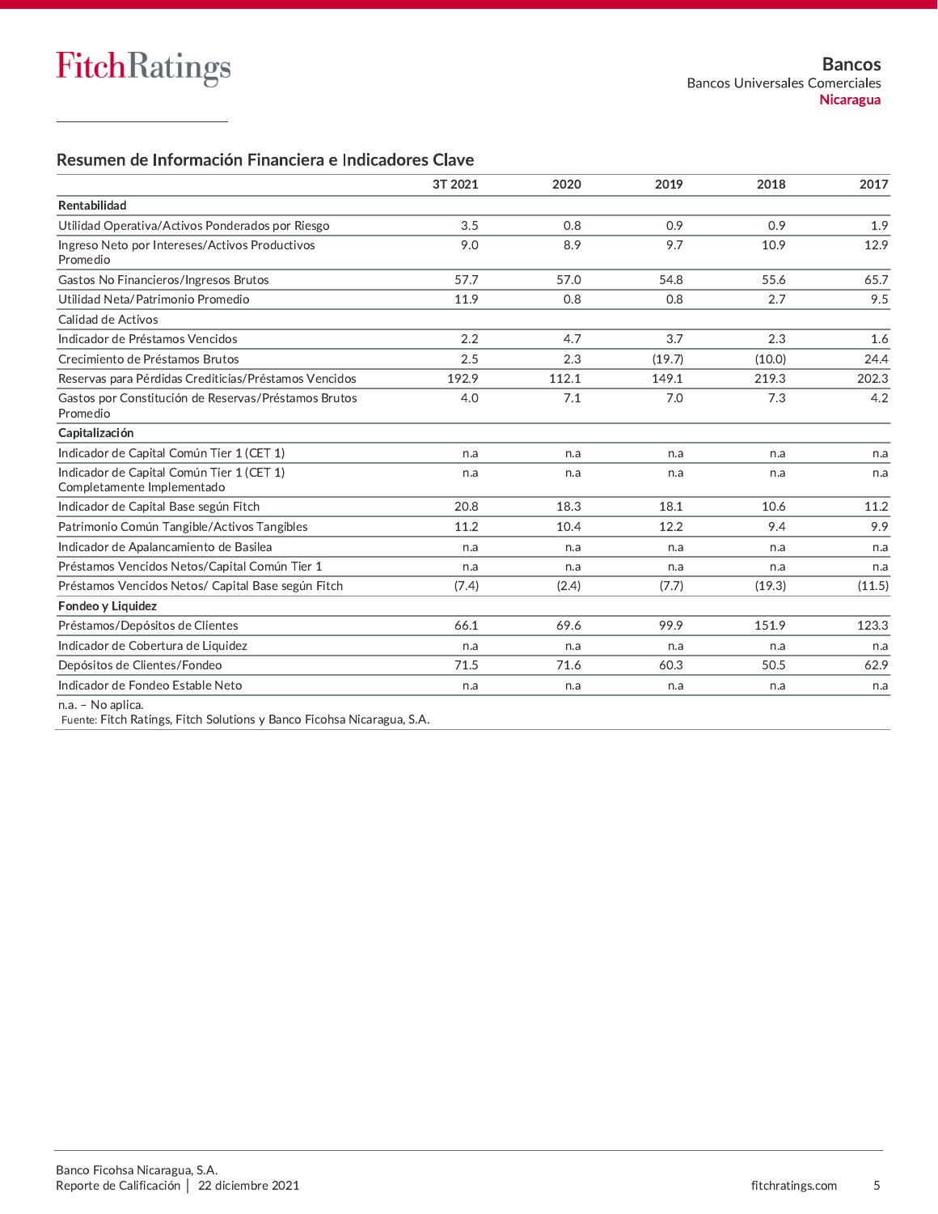## Resumen de Información Financiera e Indicadores Clave

| | 3T 2021 | 2020 | 2019 | 2018 | 2017 |
|---|---|---|---|---|---|
| **Rentabilidad** | | | | | |
| Utilidad Operativa/Activos Ponderados por Riesgo | 3.5 | 0.8 | 0.9 | 0.9 | 1.9 |
| Ingreso Neto por Intereses/Activos Productivos Promedio | 9.0 | 8.9 | 9.7 | 10.9 | 12.9 |
| Gastos No Financieros/Ingresos Brutos | 57.7 | 57.0 | 54.8 | 55.6 | 65.7 |
| Utilidad Neta/Patrimonio Promedio | 11.9 | 0.8 | 0.8 | 2.7 | 9.5 |
| Calidad de Activos | | | | | |
| Indicador de Préstamos Vencidos | 2.2 | 4.7 | 3.7 | 2.3 | 1.6 |
| Crecimiento de Préstamos Brutos | 2.5 | 2.3 | (19.7) | (10.0) | 24.4 |
| Reservas para Pérdidas Crediticias/Préstamos Vencidos | 192.9 | 112.1 | 149.1 | 219.3 | 202.3 |
| Gastos por Constitución de Reservas/Préstamos Brutos Promedio | 4.0 | 7.1 | 7.0 | 7.3 | 4.2 |
| **Capitalización** | | | | | |
| Indicador de Capital Común Tier 1 (CET 1) | n.a | n.a | n.a | n.a | n.a |
| Indicador de Capital Común Tier 1 (CET 1) Completamente Implementado | n.a | n.a | n.a | n.a | n.a |
| Indicador de Capital Base según Fitch | 20.8 | 18.3 | 18.1 | 10.6 | 11.2 |
| Patrimonio Común Tangible/Activos Tangibles | 11.2 | 10.4 | 12.2 | 9.4 | 9.9 |
| Indicador de Apalancamiento de Basilea | n.a | n.a | n.a | n.a | n.a |
| Préstamos Vencidos Netos/Capital Común Tier 1 | n.a | n.a | n.a | n.a | n.a |
| Préstamos Vencidos Netos/ Capital Base según Fitch | (7.4) | (2.4) | (7.7) | (19.3) | (11.5) |
| **Fondeo y Liquidez** | | | | | |
| Préstamos/Depósitos de Clientes | 66.1 | 69.6 | 99.9 | 151.9 | 123.3 |
| Indicador de Cobertura de Liquidez | n.a | n.a | n.a | n.a | n.a |
| Depósitos de Clientes/Fondeo | 71.5 | 71.6 | 60.3 | 50.5 | 62.9 |
| Indicador de Fondeo Estable Neto | n.a | n.a | n.a | n.a | n.a |

n.a. – No aplica.
Fuente: Fitch Ratings, Fitch Solutions y Banco Ficohsa Nicaragua, S.A.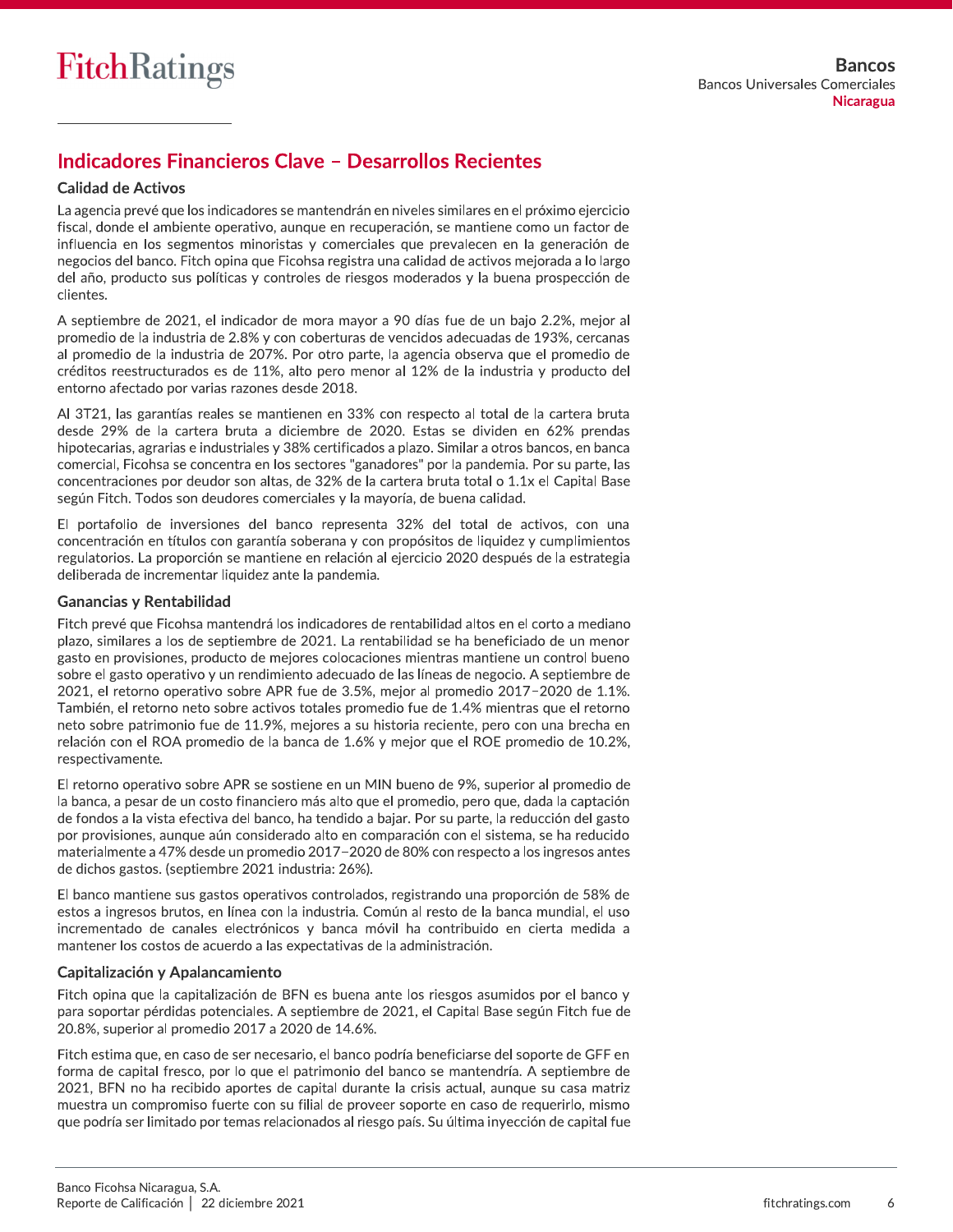## Indicadores Financieros Clave – Desarrollos Recientes

### Calidad de Activos

La agencia prevé que los indicadores se mantendrán en niveles similares en el próximo ejercicio fiscal, donde el ambiente operativo, aunque en recuperación, se mantiene como un factor de influencia en los segmentos minoristas y comerciales que prevalecen en la generación de negocios del banco. Fitch opina que Ficohsa registra una calidad de activos mejorada a lo largo del año, producto sus políticas y controles de riesgos moderados y la buena prospección de clientes.

A septiembre de 2021, el indicador de mora mayor a 90 días fue de un bajo 2.2%, mejor al promedio de la industria de 2.8% y con coberturas de vencidos adecuadas de 193%, cercanas al promedio de la industria de 207%. Por otro parte, la agencia observa que el promedio de créditos reestructurados es de 11%, alto pero menor al 12% de la industria y producto del entorno afectado por varias razones desde 2018.

Al 3T21, las garantías reales se mantienen en 33% con respecto al total de la cartera bruta desde 29% de la cartera bruta a diciembre de 2020. Estas se dividen en 62% prendas hipotecarias, agrarias e industriales y 38% certificados a plazo. Similar a otros bancos, en banca comercial, Ficohsa se concentra en los sectores "ganadores" por la pandemia. Por su parte, las concentraciones por deudor son altas, de 32% de la cartera bruta total o 1.1x el Capital Base según Fitch. Todos son deudores comerciales y la mayoría, de buena calidad.

El portafolio de inversiones del banco representa 32% del total de activos, con una concentración en títulos con garantía soberana y con propósitos de liquidez y cumplimientos regulatorios. La proporción se mantiene en relación al ejercicio 2020 después de la estrategia deliberada de incrementar liquidez ante la pandemia.

### Ganancias y Rentabilidad

Fitch prevé que Ficohsa mantendrá los indicadores de rentabilidad altos en el corto a mediano plazo, similares a los de septiembre de 2021. La rentabilidad se ha beneficiado de un menor gasto en provisiones, producto de mejores colocaciones mientras mantiene un control bueno sobre el gasto operativo y un rendimiento adecuado de las líneas de negocio. A septiembre de 2021, el retorno operativo sobre APR fue de 3.5%, mejor al promedio 2017−2020 de 1.1%. También, el retorno neto sobre activos totales promedio fue de 1.4% mientras que el retorno neto sobre patrimonio fue de 11.9%, mejores a su historia reciente, pero con una brecha en relación con el ROA promedio de la banca de 1.6% y mejor que el ROE promedio de 10.2%, respectivamente.

El retorno operativo sobre APR se sostiene en un MIN bueno de 9%, superior al promedio de la banca, a pesar de un costo financiero más alto que el promedio, pero que, dada la captación de fondos a la vista efectiva del banco, ha tendido a bajar. Por su parte, la reducción del gasto por provisiones, aunque aún considerado alto en comparación con el sistema, se ha reducido materialmente a 47% desde un promedio 2017−2020 de 80% con respecto a los ingresos antes de dichos gastos. (septiembre 2021 industria: 26%).

El banco mantiene sus gastos operativos controlados, registrando una proporción de 58% de estos a ingresos brutos, en línea con la industria. Común al resto de la banca mundial, el uso incrementado de canales electrónicos y banca móvil ha contribuido en cierta medida a mantener los costos de acuerdo a las expectativas de la administración.

### Capitalización y Apalancamiento

Fitch opina que la capitalización de BFN es buena ante los riesgos asumidos por el banco y para soportar pérdidas potenciales. A septiembre de 2021, el Capital Base según Fitch fue de 20.8%, superior al promedio 2017 a 2020 de 14.6%.

Fitch estima que, en caso de ser necesario, el banco podría beneficiarse del soporte de GFF en forma de capital fresco, por lo que el patrimonio del banco se mantendría. A septiembre de 2021, BFN no ha recibido aportes de capital durante la crisis actual, aunque su casa matriz muestra un compromiso fuerte con su filial de proveer soporte en caso de requerirlo, mismo que podría ser limitado por temas relacionados al riesgo país. Su última inyección de capital fue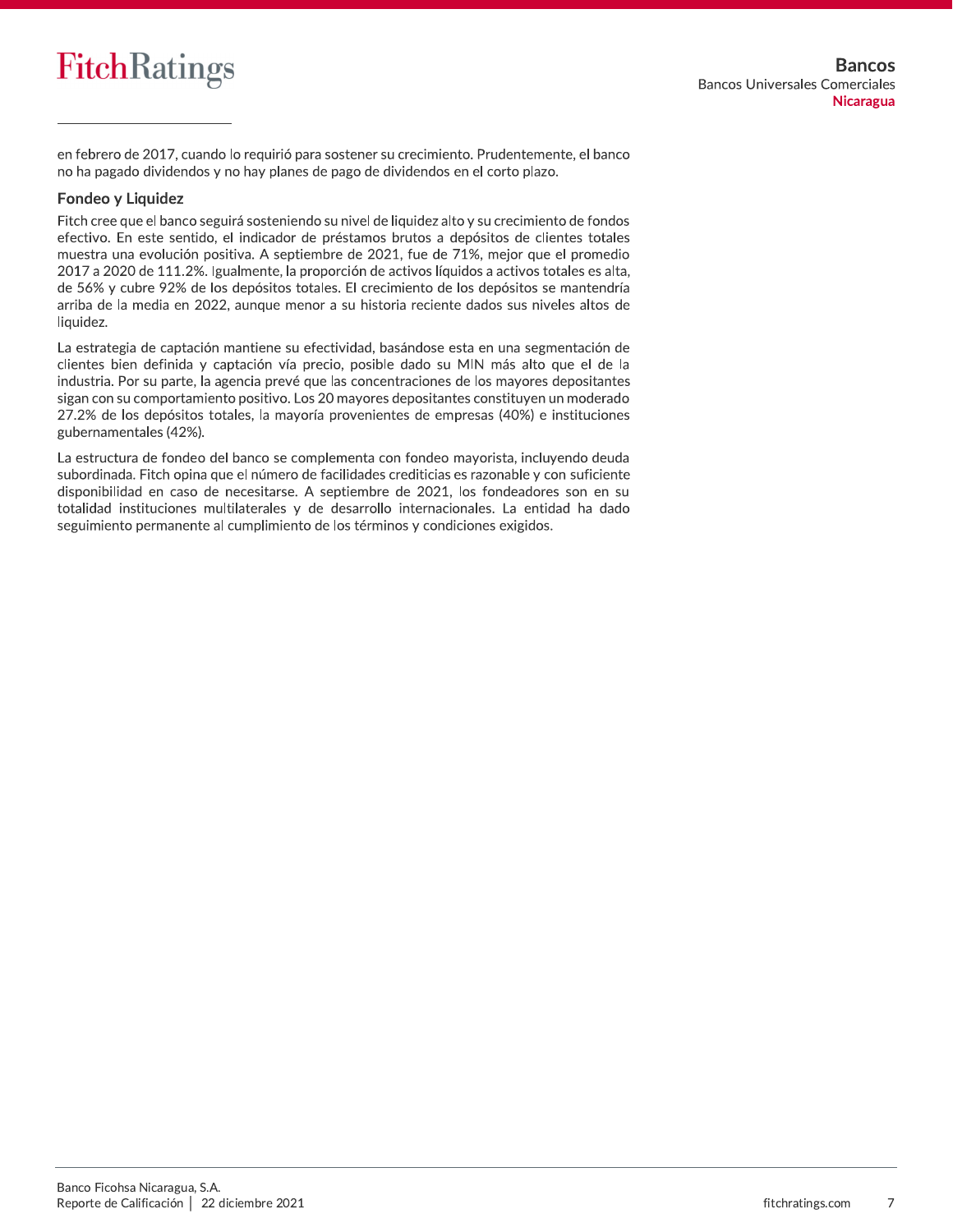en febrero de 2017, cuando lo requirió para sostener su crecimiento. Prudentemente, el banco no ha pagado dividendos y no hay planes de pago de dividendos en el corto plazo.

### Fondeo y Liquidez

Fitch cree que el banco seguirá sosteniendo su nivel de liquidez alto y su crecimiento de fondos efectivo. En este sentido, el indicador de préstamos brutos a depósitos de clientes totales muestra una evolución positiva. A septiembre de 2021, fue de 71%, mejor que el promedio 2017 a 2020 de 111.2%. Igualmente, la proporción de activos líquidos a activos totales es alta, de 56% y cubre 92% de los depósitos totales. El crecimiento de los depósitos se mantendría arriba de la media en 2022, aunque menor a su historia reciente dados sus niveles altos de liquidez.

La estrategia de captación mantiene su efectividad, basándose esta en una segmentación de clientes bien definida y captación vía precio, posible dado su MIN más alto que el de la industria. Por su parte, la agencia prevé que las concentraciones de los mayores depositantes sigan con su comportamiento positivo. Los 20 mayores depositantes constituyen un moderado 27.2% de los depósitos totales, la mayoría provenientes de empresas (40%) e instituciones gubernamentales (42%).

La estructura de fondeo del banco se complementa con fondeo mayorista, incluyendo deuda subordinada. Fitch opina que el número de facilidades crediticias es razonable y con suficiente disponibilidad en caso de necesitarse. A septiembre de 2021, los fondeadores son en su totalidad instituciones multilaterales y de desarrollo internacionales. La entidad ha dado seguimiento permanente al cumplimiento de los términos y condiciones exigidos.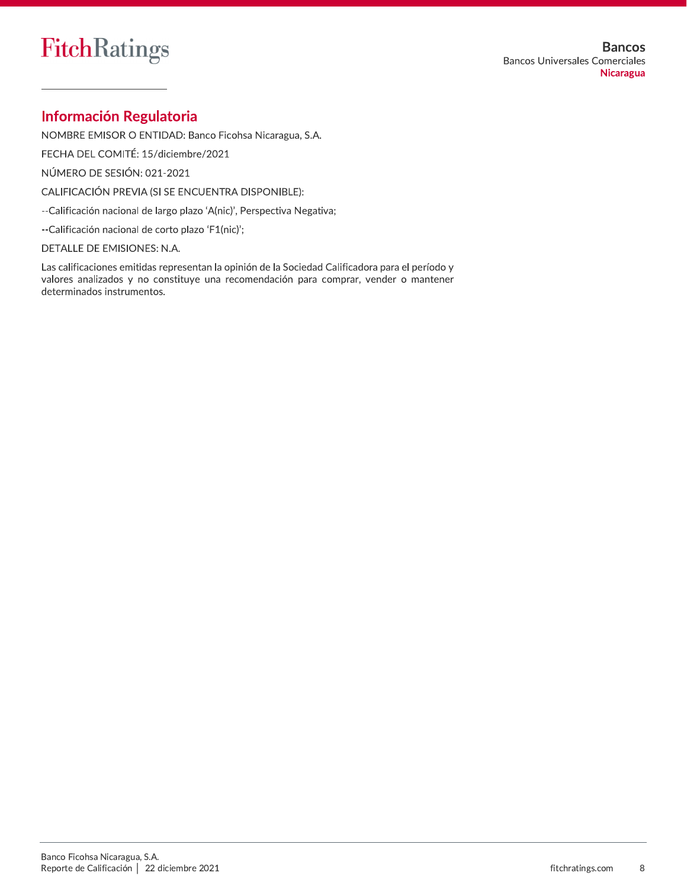## Información Regulatoria

NOMBRE EMISOR O ENTIDAD: Banco Ficohsa Nicaragua, S.A.

FECHA DEL COMITÉ: 15/diciembre/2021

NÚMERO DE SESIÓN: 021-2021

CALIFICACIÓN PREVIA (SI SE ENCUENTRA DISPONIBLE):

--Calificación nacional de largo plazo 'A(nic)', Perspectiva Negativa;

--Calificación nacional de corto plazo 'F1(nic)';

DETALLE DE EMISIONES: N.A.

Las calificaciones emitidas representan la opinión de la Sociedad Calificadora para el período y valores analizados y no constituye una recomendación para comprar, vender o mantener determinados instrumentos.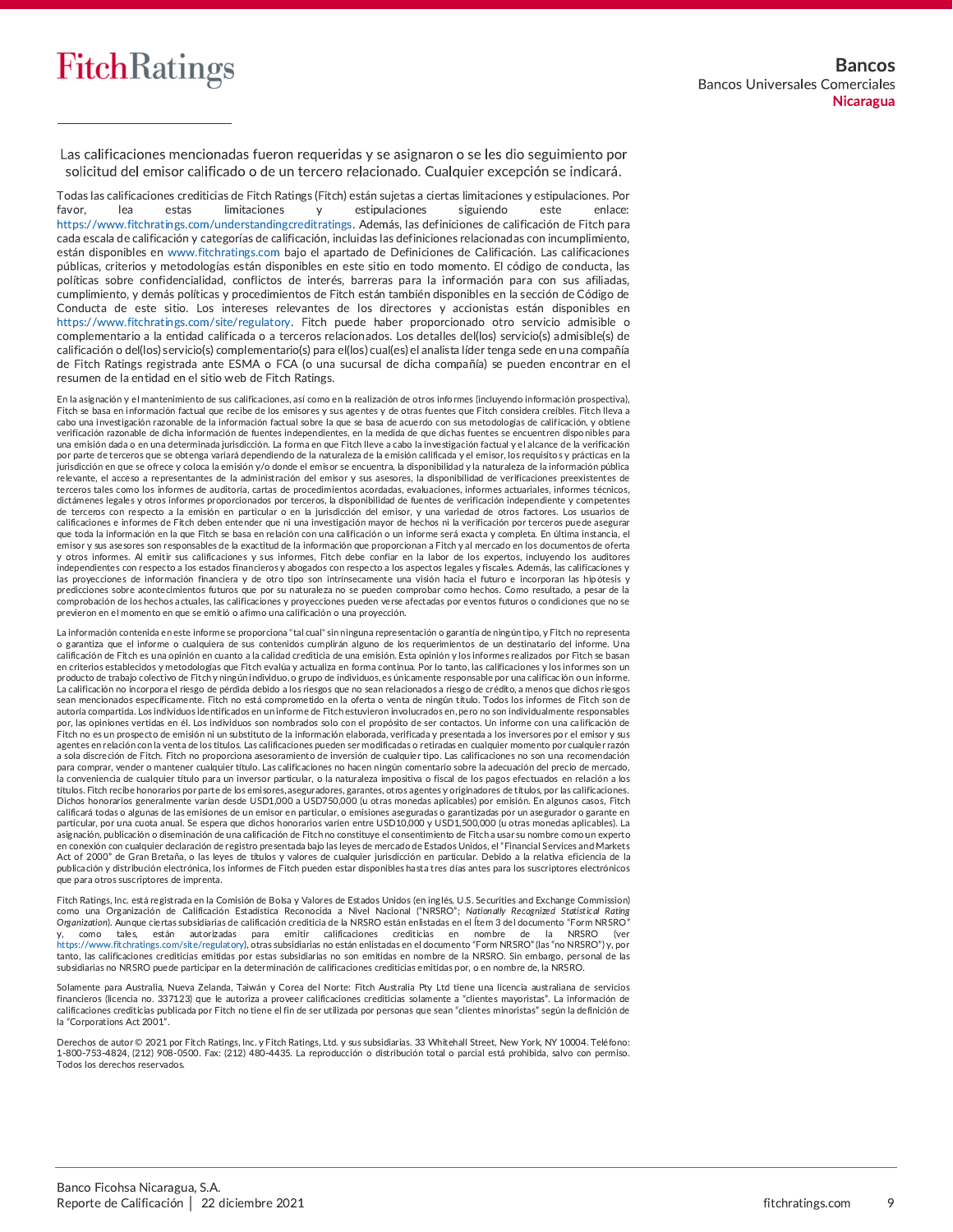Las calificaciones mencionadas fueron requeridas y se asignaron o se les dio seguimiento por solicitud del emisor calificado o de un tercero relacionado. Cualquier excepción se indicará.

Todas las calificaciones crediticias de Fitch Ratings (Fitch) están sujetas a ciertas limitaciones y estipulaciones. Por favor, lea estas limitaciones y estipulaciones siguiendo este enlace: https://www.fitchratings.com/understandingcreditratings. Además, las definiciones de calificación de Fitch para cada escala de calificación y categorías de calificación, incluidas las definiciones relacionadas con incumplimiento, están disponibles en www.fitchratings.com bajo el apartado de Definiciones de Calificación. Las calificaciones públicas, criterios y metodologías están disponibles en este sitio en todo momento. El código de conducta, las políticas sobre confidencialidad, conflictos de interés, barreras para la información para con sus afiliadas, cumplimiento, y demás políticas y procedimientos de Fitch están también disponibles en la sección de Código de Conducta de este sitio. Los intereses relevantes de los directores y accionistas están disponibles en https://www.fitchratings.com/site/regulatory. Fitch puede haber proporcionado otro servicio admisible o complementario a la entidad calificada o a terceros relacionados. Los detalles del(los) servicio(s) admisible(s) de calificación o del(los) servicio(s) complementario(s) para el(los) cual(es) el analista líder tenga sede en una compañía de Fitch Ratings registrada ante ESMA o FCA (o una sucursal de dicha compañía) se pueden encontrar en el resumen de la entidad en el sitio web de Fitch Ratings.

En la asignación y el mantenimiento de sus calificaciones, así como en la realización de otros informes (incluyendo información prospectiva), Fitch se basa en información factual que recibe de los emisores y sus agentes y de otras fuentes que Fitch considera creíbles. Fitch lleva a cabo una investigación razonable de la información factual sobre la que se basa de acuerdo con sus metodologías de calificación, y obtiene verificación razonable de dicha información de fuentes independientes, en la medida de que dichas fuentes se encuentren disponibles para una emisión dada o en una determinada jurisdicción. La forma en que Fitch lleve a cabo la investigación factual y el alcance de la verificación por parte de terceros que se obtenga variará dependiendo de la naturaleza de la emisión calificada y el emisor, los requisitos y prácticas en la jurisdicción en que se ofrece y coloca la emisión y/o donde el emisor se encuentra, la disponibilidad y la naturaleza de la información pública relevante, el acceso a representantes de la administración del emisor y sus asesores, la disponibilidad de verificaciones preexistentes de terceros tales como los informes de auditoría, cartas de procedimientos acordadas, evaluaciones, informes actuariales, informes técnicos, dictámenes legales y otros informes proporcionados por terceros, la disponibilidad de fuentes de verificación independiente y competentes de terceros con respecto a la emisión en particular o en la jurisdicción del emisor, y una variedad de otros factores. Los usuarios de calificaciones e informes de Fitch deben entender que ni una investigación mayor de hechos ni la verificación por terceros puede asegurar que toda la información en la que Fitch se basa en relación con una calificación o un informe será exacta y completa. En última instancia, el emisor y sus asesores son responsables de la exactitud de la información que proporcionan a Fitch y al mercado en los documentos de oferta y otros informes. Al emitir sus calificaciones y sus informes, Fitch debe confiar en la labor de los expertos, incluyendo los auditores independientes con respecto a los estados financieros y abogados con respecto a los aspectos legales y fiscales. Además, las calificaciones y las proyecciones de información financiera y de otro tipo son intrínsecamente una visión hacia el futuro e incorporan las hipótesis y predicciones sobre acontecimientos futuros que por su naturaleza no se pueden comprobar como hechos. Como resultado, a pesar de la comprobación de los hechos actuales, las calificaciones y proyecciones pueden verse afectadas por eventos futuros o condiciones que no se previeron en el momento en que se emitió o afirmó una calificación o una proyección.

La información contenida en este informe se proporciona "tal cual" sin ninguna representación o garantía de ningún tipo, y Fitch no representa o garantiza que el informe o cualquiera de sus contenidos cumplirán alguno de los requerimientos de un destinatario del informe. Una calificación de Fitch es una opinión en cuanto a la calidad crediticia de una emisión. Esta opinión y los informes realizados por Fitch se basan en criterios establecidos y metodologías que Fitch evalúa y actualiza en forma continua. Por lo tanto, las calificaciones y los informes son un producto de trabajo colectivo de Fitch y ningún individuo, o grupo de individuos, es únicamente responsable por una calificación o un informe. La calificación no incorpora el riesgo de pérdida debido a los riesgos que no sean relacionados a riesgo de crédito, a menos que dichos riesgos sean mencionados específicamente. Fitch no está comprometido en la oferta o venta de ningún título. Todos los informes de Fitch son de autoría compartida. Los individuos identificados en un informe de Fitch estuvieron involucrados en, pero no son individualmente responsables por, las opiniones vertidas en él. Los individuos son nombrados solo con el propósito de ser contactos. Un informe con una calificación de Fitch no es un prospecto de emisión ni un substituto de la información elaborada, verificada y presentada a los inversores por el emisor y sus agentes en relación con la venta de los títulos. Las calificaciones pueden ser modificadas o retiradas en cualquier momento por cualquier razón a sola discreción de Fitch. Fitch no proporciona asesoramiento de inversión de cualquier tipo. Las calificaciones no son una recomendación para comprar, vender o mantener cualquier título. Las calificaciones no hacen ningún comentario sobre la adecuación del precio de mercado, la conveniencia de cualquier título para un inversor particular, o la naturaleza impositiva o fiscal de los pagos efectuados en relación a los títulos. Fitch recibe honorarios por parte de los emisores, aseguradores, garantes, otros agentes y originadores de títulos, por las calificaciones. Dichos honorarios generalmente varían desde USD1,000 a USD750,000 (u otras monedas aplicables) por emisión. En algunos casos, Fitch calificará todas o algunas de las emisiones de un emisor en particular, o emisiones aseguradas o garantizadas por un asegurador o garante en particular, por una cuota anual. Se espera que dichos honorarios varíen entre USD10,000 y USD1,500,000 (u otras monedas aplicables). La asignación, publicación o diseminación de una calificación de Fitch no constituye el consentimiento de Fitch a usar su nombre como un experto en conexión con cualquier declaración de registro presentada bajo las leyes de mercado de Estados Unidos, el "Financial Services and Markets Act of 2000" de Gran Bretaña, o las leyes de títulos y valores de cualquier jurisdicción en particular. Debido a la relativa eficiencia de la publicación y distribución electrónica, los informes de Fitch pueden estar disponibles hasta tres días antes para los suscriptores electrónicos que para otros suscriptores de imprenta.

Fitch Ratings, Inc. está registrada en la Comisión de Bolsa y Valores de Estados Unidos (en inglés, U.S. Securities and Exchange Commission) como una Organización de Calificación Estadística Reconocida a Nivel Nacional ("NRSRO"; *Nationally Recognized Statistical Rating Organization*). Aunque ciertas subsidiarias de calificación crediticia de la NRSRO están enlistadas en el Ítem 3 del documento "Form NRSRO" y, como tales, están autorizadas para emitir calificaciones crediticias en nombre de la NRSRO (ver https://www.fitchratings.com/site/regulatory), otras subsidiarias no están enlistadas en el documento "Form NRSRO" (las "no NRSRO") y, por tanto, las calificaciones crediticias emitidas por estas subsidiarias no son emitidas en nombre de la NRSRO. Sin embargo, personal de las subsidiarias no NRSRO puede participar en la determinación de calificaciones crediticias emitidas por, o en nombre de, la NRSRO.

Solamente para Australia, Nueva Zelanda, Taiwán y Corea del Norte: Fitch Australia Pty Ltd tiene una licencia australiana de servicios financieros (licencia no. 337123) que le autoriza a proveer calificaciones crediticias solamente a "clientes mayoristas". La información de calificaciones crediticias publicada por Fitch no tiene el fin de ser utilizada por personas que sean "clientes minoristas" según la definición de la "Corporations Act 2001".

Derechos de autor © 2021 por Fitch Ratings, Inc. y Fitch Ratings, Ltd. y sus subsidiarias. 33 Whitehall Street, New York, NY 10004. Teléfono: 1-800-753-4824, (212) 908-0500. Fax: (212) 480-4435. La reproducción o distribución total o parcial está prohibida, salvo con permiso. Todos los derechos reservados.